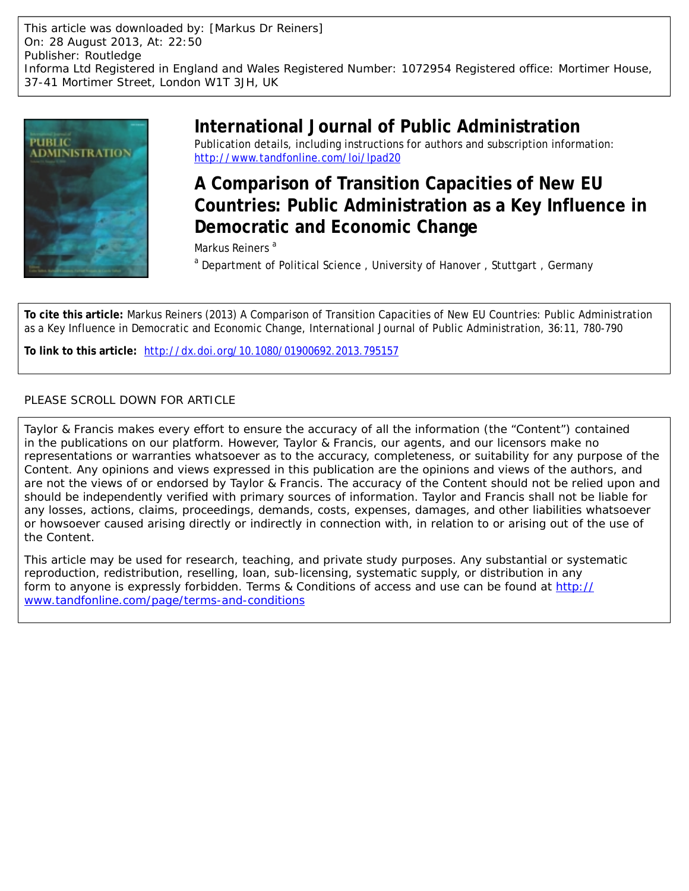This article was downloaded by: [Markus Dr Reiners]
On: 28 August 2013, At: 22:50
Publisher: Routledge
Informa Ltd Registered in England and Wales Registered Number: 1072954 Registered office: Mortimer House, 37-41 Mortimer Street, London W1T 3JH, UK

# International Journal of Public Administration

Publication details, including instructions for authors and subscription information:
http://www.tandfonline.com/loi/lpad20

## A Comparison of Transition Capacities of New EU Countries: Public Administration as a Key Influence in Democratic and Economic Change

Markus Reiners [a]

[a] Department of Political Science , University of Hanover , Stuttgart , Germany

**To cite this article:** Markus Reiners (2013) A Comparison of Transition Capacities of New EU Countries: Public Administration as a Key Influence in Democratic and Economic Change, International Journal of Public Administration, 36:11, 780-790

**To link to this article:** http://dx.doi.org/10.1080/01900692.2013.795157

PLEASE SCROLL DOWN FOR ARTICLE

Taylor & Francis makes every effort to ensure the accuracy of all the information (the "Content") contained in the publications on our platform. However, Taylor & Francis, our agents, and our licensors make no representations or warranties whatsoever as to the accuracy, completeness, or suitability for any purpose of the Content. Any opinions and views expressed in this publication are the opinions and views of the authors, and are not the views of or endorsed by Taylor & Francis. The accuracy of the Content should not be relied upon and should be independently verified with primary sources of information. Taylor and Francis shall not be liable for any losses, actions, claims, proceedings, demands, costs, expenses, damages, and other liabilities whatsoever or howsoever caused arising directly or indirectly in connection with, in relation to or arising out of the use of the Content.

This article may be used for research, teaching, and private study purposes. Any substantial or systematic reproduction, redistribution, reselling, loan, sub-licensing, systematic supply, or distribution in any form to anyone is expressly forbidden. Terms & Conditions of access and use can be found at http://www.tandfonline.com/page/terms-and-conditions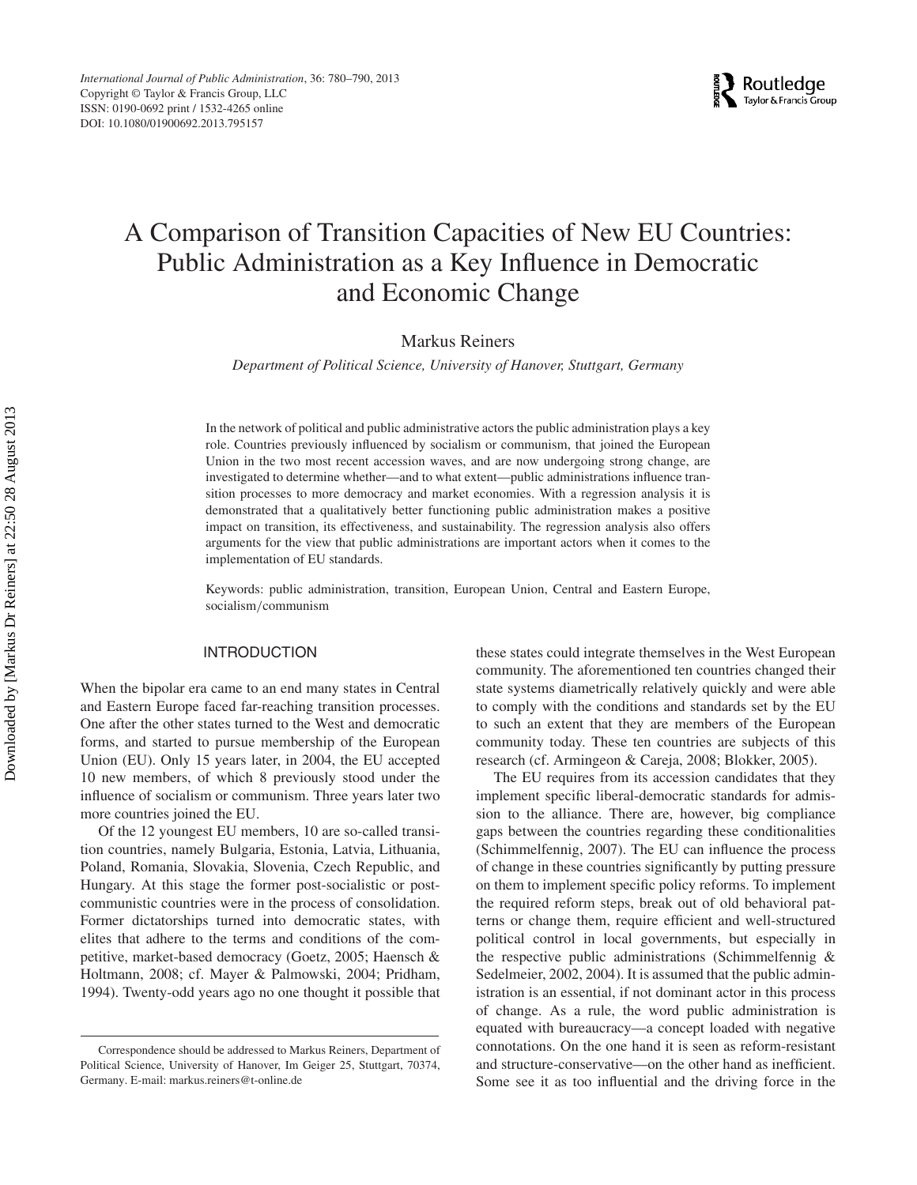# A Comparison of Transition Capacities of New EU Countries: Public Administration as a Key Influence in Democratic and Economic Change

Markus Reiners

*Department of Political Science, University of Hanover, Stuttgart, Germany*

In the network of political and public administrative actors the public administration plays a key role. Countries previously influenced by socialism or communism, that joined the European Union in the two most recent accession waves, and are now undergoing strong change, are investigated to determine whether—and to what extent—public administrations influence transition processes to more democracy and market economies. With a regression analysis it is demonstrated that a qualitatively better functioning public administration makes a positive impact on transition, its effectiveness, and sustainability. The regression analysis also offers arguments for the view that public administrations are important actors when it comes to the implementation of EU standards.

Keywords: public administration, transition, European Union, Central and Eastern Europe, socialism/communism

## INTRODUCTION

When the bipolar era came to an end many states in Central and Eastern Europe faced far-reaching transition processes. One after the other states turned to the West and democratic forms, and started to pursue membership of the European Union (EU). Only 15 years later, in 2004, the EU accepted 10 new members, of which 8 previously stood under the influence of socialism or communism. Three years later two more countries joined the EU.

Of the 12 youngest EU members, 10 are so-called transition countries, namely Bulgaria, Estonia, Latvia, Lithuania, Poland, Romania, Slovakia, Slovenia, Czech Republic, and Hungary. At this stage the former post-socialistic or post-communistic countries were in the process of consolidation. Former dictatorships turned into democratic states, with elites that adhere to the terms and conditions of the competitive, market-based democracy (Goetz, 2005; Haensch & Holtmann, 2008; cf. Mayer & Palmowski, 2004; Pridham, 1994). Twenty-odd years ago no one thought it possible that these states could integrate themselves in the West European community. The aforementioned ten countries changed their state systems diametrically relatively quickly and were able to comply with the conditions and standards set by the EU to such an extent that they are members of the European community today. These ten countries are subjects of this research (cf. Armingeon & Careja, 2008; Blokker, 2005).

The EU requires from its accession candidates that they implement specific liberal-democratic standards for admission to the alliance. There are, however, big compliance gaps between the countries regarding these conditionalities (Schimmelfennig, 2007). The EU can influence the process of change in these countries significantly by putting pressure on them to implement specific policy reforms. To implement the required reform steps, break out of old behavioral patterns or change them, require efficient and well-structured political control in local governments, but especially in the respective public administrations (Schimmelfennig & Sedelmeier, 2002, 2004). It is assumed that the public administration is an essential, if not dominant actor in this process of change. As a rule, the word public administration is equated with bureaucracy—a concept loaded with negative connotations. On the one hand it is seen as reform-resistant and structure-conservative—on the other hand as inefficient. Some see it as too influential and the driving force in the

Correspondence should be addressed to Markus Reiners, Department of Political Science, University of Hanover, Im Geiger 25, Stuttgart, 70374, Germany. E-mail: markus.reiners@t-online.de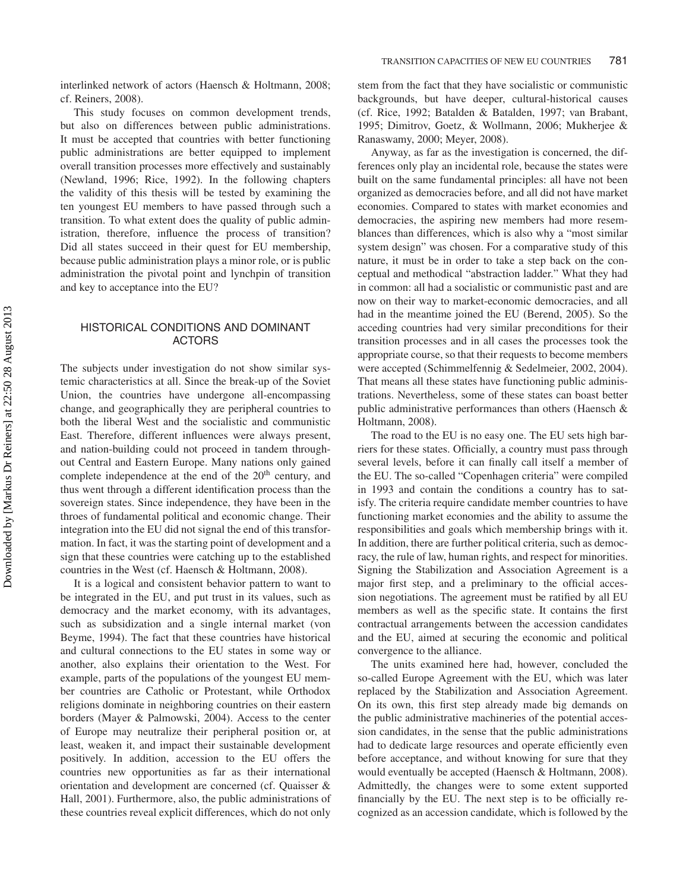interlinked network of actors (Haensch & Holtmann, 2008; cf. Reiners, 2008).

This study focuses on common development trends, but also on differences between public administrations. It must be accepted that countries with better functioning public administrations are better equipped to implement overall transition processes more effectively and sustainably (Newland, 1996; Rice, 1992). In the following chapters the validity of this thesis will be tested by examining the ten youngest EU members to have passed through such a transition. To what extent does the quality of public administration, therefore, influence the process of transition? Did all states succeed in their quest for EU membership, because public administration plays a minor role, or is public administration the pivotal point and lynchpin of transition and key to acceptance into the EU?

## HISTORICAL CONDITIONS AND DOMINANT ACTORS

The subjects under investigation do not show similar systemic characteristics at all. Since the break-up of the Soviet Union, the countries have undergone all-encompassing change, and geographically they are peripheral countries to both the liberal West and the socialistic and communistic East. Therefore, different influences were always present, and nation-building could not proceed in tandem throughout Central and Eastern Europe. Many nations only gained complete independence at the end of the 20th century, and thus went through a different identification process than the sovereign states. Since independence, they have been in the throes of fundamental political and economic change. Their integration into the EU did not signal the end of this transformation. In fact, it was the starting point of development and a sign that these countries were catching up to the established countries in the West (cf. Haensch & Holtmann, 2008).

It is a logical and consistent behavior pattern to want to be integrated in the EU, and put trust in its values, such as democracy and the market economy, with its advantages, such as subsidization and a single internal market (von Beyme, 1994). The fact that these countries have historical and cultural connections to the EU states in some way or another, also explains their orientation to the West. For example, parts of the populations of the youngest EU member countries are Catholic or Protestant, while Orthodox religions dominate in neighboring countries on their eastern borders (Mayer & Palmowski, 2004). Access to the center of Europe may neutralize their peripheral position or, at least, weaken it, and impact their sustainable development positively. In addition, accession to the EU offers the countries new opportunities as far as their international orientation and development are concerned (cf. Quaisser & Hall, 2001). Furthermore, also, the public administrations of these countries reveal explicit differences, which do not only stem from the fact that they have socialistic or communistic backgrounds, but have deeper, cultural-historical causes (cf. Rice, 1992; Batalden & Batalden, 1997; van Brabant, 1995; Dimitrov, Goetz, & Wollmann, 2006; Mukherjee & Ranaswamy, 2000; Meyer, 2008).

Anyway, as far as the investigation is concerned, the differences only play an incidental role, because the states were built on the same fundamental principles: all have not been organized as democracies before, and all did not have market economies. Compared to states with market economies and democracies, the aspiring new members had more resemblances than differences, which is also why a "most similar system design" was chosen. For a comparative study of this nature, it must be in order to take a step back on the conceptual and methodical "abstraction ladder." What they had in common: all had a socialistic or communistic past and are now on their way to market-economic democracies, and all had in the meantime joined the EU (Berend, 2005). So the acceding countries had very similar preconditions for their transition processes and in all cases the processes took the appropriate course, so that their requests to become members were accepted (Schimmelfennig & Sedelmeier, 2002, 2004). That means all these states have functioning public administrations. Nevertheless, some of these states can boast better public administrative performances than others (Haensch & Holtmann, 2008).

The road to the EU is no easy one. The EU sets high barriers for these states. Officially, a country must pass through several levels, before it can finally call itself a member of the EU. The so-called "Copenhagen criteria" were compiled in 1993 and contain the conditions a country has to satisfy. The criteria require candidate member countries to have functioning market economies and the ability to assume the responsibilities and goals which membership brings with it. In addition, there are further political criteria, such as democracy, the rule of law, human rights, and respect for minorities. Signing the Stabilization and Association Agreement is a major first step, and a preliminary to the official accession negotiations. The agreement must be ratified by all EU members as well as the specific state. It contains the first contractual arrangements between the accession candidates and the EU, aimed at securing the economic and political convergence to the alliance.

The units examined here had, however, concluded the so-called Europe Agreement with the EU, which was later replaced by the Stabilization and Association Agreement. On its own, this first step already made big demands on the public administrative machineries of the potential accession candidates, in the sense that the public administrations had to dedicate large resources and operate efficiently even before acceptance, and without knowing for sure that they would eventually be accepted (Haensch & Holtmann, 2008). Admittedly, the changes were to some extent supported financially by the EU. The next step is to be officially recognized as an accession candidate, which is followed by the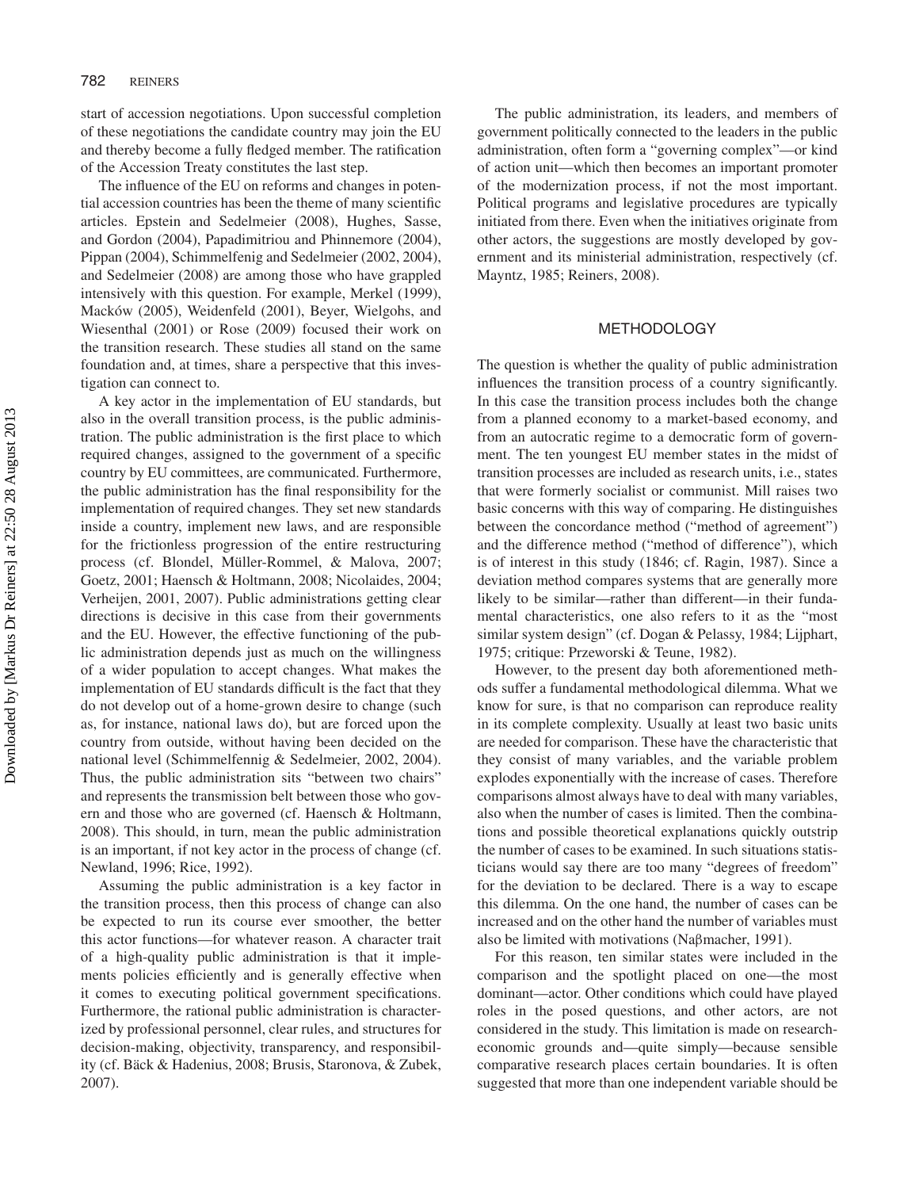start of accession negotiations. Upon successful completion of these negotiations the candidate country may join the EU and thereby become a fully fledged member. The ratification of the Accession Treaty constitutes the last step.

The influence of the EU on reforms and changes in potential accession countries has been the theme of many scientific articles. Epstein and Sedelmeier (2008), Hughes, Sasse, and Gordon (2004), Papadimitriou and Phinnemore (2004), Pippan (2004), Schimmelfenig and Sedelmeier (2002, 2004), and Sedelmeier (2008) are among those who have grappled intensively with this question. For example, Merkel (1999), Macków (2005), Weidenfeld (2001), Beyer, Wielgohs, and Wiesenthal (2001) or Rose (2009) focused their work on the transition research. These studies all stand on the same foundation and, at times, share a perspective that this investigation can connect to.

A key actor in the implementation of EU standards, but also in the overall transition process, is the public administration. The public administration is the first place to which required changes, assigned to the government of a specific country by EU committees, are communicated. Furthermore, the public administration has the final responsibility for the implementation of required changes. They set new standards inside a country, implement new laws, and are responsible for the frictionless progression of the entire restructuring process (cf. Blondel, Müller-Rommel, & Malova, 2007; Goetz, 2001; Haensch & Holtmann, 2008; Nicolaides, 2004; Verheijen, 2001, 2007). Public administrations getting clear directions is decisive in this case from their governments and the EU. However, the effective functioning of the public administration depends just as much on the willingness of a wider population to accept changes. What makes the implementation of EU standards difficult is the fact that they do not develop out of a home-grown desire to change (such as, for instance, national laws do), but are forced upon the country from outside, without having been decided on the national level (Schimmelfennig & Sedelmeier, 2002, 2004). Thus, the public administration sits "between two chairs" and represents the transmission belt between those who govern and those who are governed (cf. Haensch & Holtmann, 2008). This should, in turn, mean the public administration is an important, if not key actor in the process of change (cf. Newland, 1996; Rice, 1992).

Assuming the public administration is a key factor in the transition process, then this process of change can also be expected to run its course ever smoother, the better this actor functions—for whatever reason. A character trait of a high-quality public administration is that it implements policies efficiently and is generally effective when it comes to executing political government specifications. Furthermore, the rational public administration is characterized by professional personnel, clear rules, and structures for decision-making, objectivity, transparency, and responsibility (cf. Bäck & Hadenius, 2008; Brusis, Staronova, & Zubek, 2007).

The public administration, its leaders, and members of government politically connected to the leaders in the public administration, often form a "governing complex"—or kind of action unit—which then becomes an important promoter of the modernization process, if not the most important. Political programs and legislative procedures are typically initiated from there. Even when the initiatives originate from other actors, the suggestions are mostly developed by government and its ministerial administration, respectively (cf. Mayntz, 1985; Reiners, 2008).

## METHODOLOGY

The question is whether the quality of public administration influences the transition process of a country significantly. In this case the transition process includes both the change from a planned economy to a market-based economy, and from an autocratic regime to a democratic form of government. The ten youngest EU member states in the midst of transition processes are included as research units, i.e., states that were formerly socialist or communist. Mill raises two basic concerns with this way of comparing. He distinguishes between the concordance method ("method of agreement") and the difference method ("method of difference"), which is of interest in this study (1846; cf. Ragin, 1987). Since a deviation method compares systems that are generally more likely to be similar—rather than different—in their fundamental characteristics, one also refers to it as the "most similar system design" (cf. Dogan & Pelassy, 1984; Lijphart, 1975; critique: Przeworski & Teune, 1982).

However, to the present day both aforementioned methods suffer a fundamental methodological dilemma. What we know for sure, is that no comparison can reproduce reality in its complete complexity. Usually at least two basic units are needed for comparison. These have the characteristic that they consist of many variables, and the variable problem explodes exponentially with the increase of cases. Therefore comparisons almost always have to deal with many variables, also when the number of cases is limited. Then the combinations and possible theoretical explanations quickly outstrip the number of cases to be examined. In such situations statisticians would say there are too many "degrees of freedom" for the deviation to be declared. There is a way to escape this dilemma. On the one hand, the number of cases can be increased and on the other hand the number of variables must also be limited with motivations (Naβmacher, 1991).

For this reason, ten similar states were included in the comparison and the spotlight placed on one—the most dominant—actor. Other conditions which could have played roles in the posed questions, and other actors, are not considered in the study. This limitation is made on research-economic grounds and—quite simply—because sensible comparative research places certain boundaries. It is often suggested that more than one independent variable should be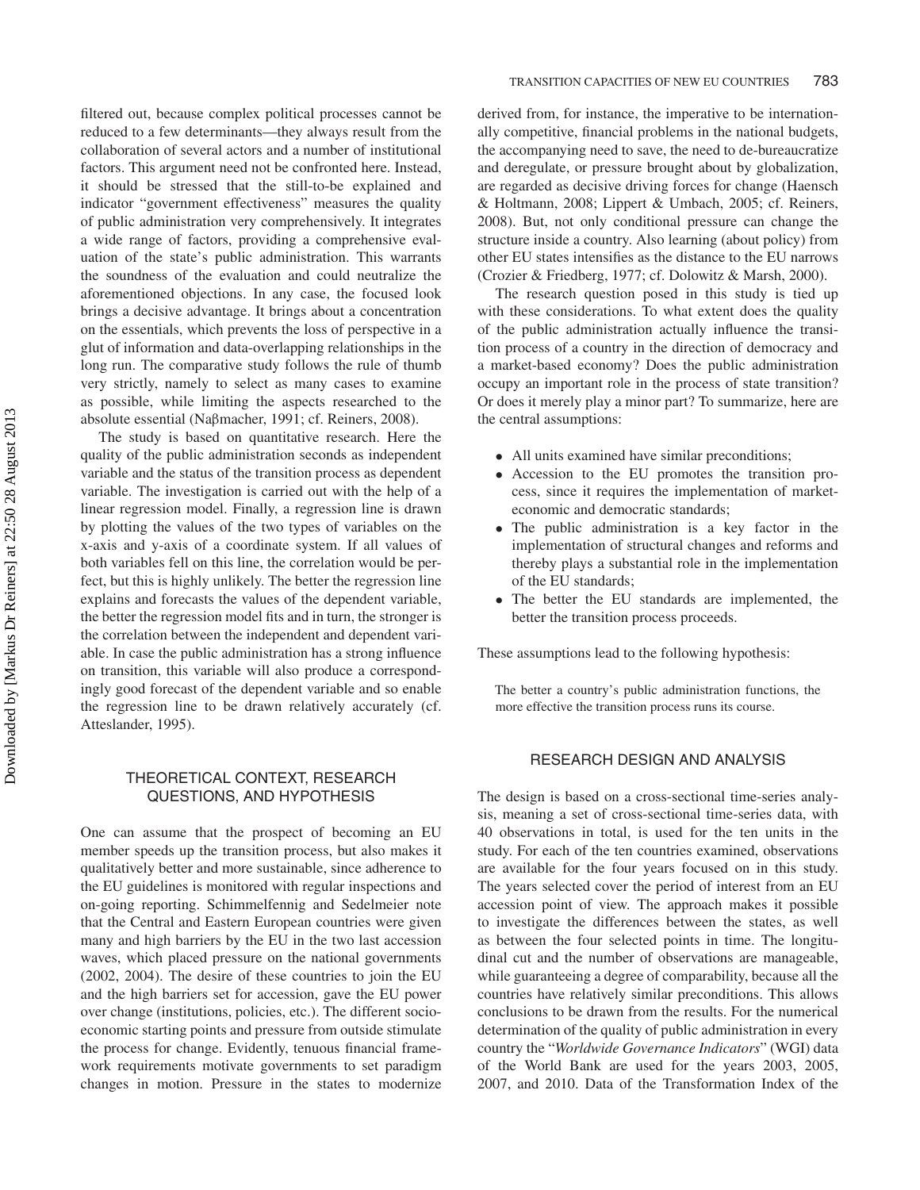filtered out, because complex political processes cannot be reduced to a few determinants—they always result from the collaboration of several actors and a number of institutional factors. This argument need not be confronted here. Instead, it should be stressed that the still-to-be explained and indicator "government effectiveness" measures the quality of public administration very comprehensively. It integrates a wide range of factors, providing a comprehensive evaluation of the state's public administration. This warrants the soundness of the evaluation and could neutralize the aforementioned objections. In any case, the focused look brings a decisive advantage. It brings about a concentration on the essentials, which prevents the loss of perspective in a glut of information and data-overlapping relationships in the long run. The comparative study follows the rule of thumb very strictly, namely to select as many cases to examine as possible, while limiting the aspects researched to the absolute essential (Naβmacher, 1991; cf. Reiners, 2008).

The study is based on quantitative research. Here the quality of the public administration seconds as independent variable and the status of the transition process as dependent variable. The investigation is carried out with the help of a linear regression model. Finally, a regression line is drawn by plotting the values of the two types of variables on the x-axis and y-axis of a coordinate system. If all values of both variables fell on this line, the correlation would be perfect, but this is highly unlikely. The better the regression line explains and forecasts the values of the dependent variable, the better the regression model fits and in turn, the stronger is the correlation between the independent and dependent variable. In case the public administration has a strong influence on transition, this variable will also produce a correspondingly good forecast of the dependent variable and so enable the regression line to be drawn relatively accurately (cf. Atteslander, 1995).

## THEORETICAL CONTEXT, RESEARCH QUESTIONS, AND HYPOTHESIS

One can assume that the prospect of becoming an EU member speeds up the transition process, but also makes it qualitatively better and more sustainable, since adherence to the EU guidelines is monitored with regular inspections and on-going reporting. Schimmelfennig and Sedelmeier note that the Central and Eastern European countries were given many and high barriers by the EU in the two last accession waves, which placed pressure on the national governments (2002, 2004). The desire of these countries to join the EU and the high barriers set for accession, gave the EU power over change (institutions, policies, etc.). The different socio-economic starting points and pressure from outside stimulate the process for change. Evidently, tenuous financial framework requirements motivate governments to set paradigm changes in motion. Pressure in the states to modernize derived from, for instance, the imperative to be internationally competitive, financial problems in the national budgets, the accompanying need to save, the need to de-bureaucratize and deregulate, or pressure brought about by globalization, are regarded as decisive driving forces for change (Haensch & Holtmann, 2008; Lippert & Umbach, 2005; cf. Reiners, 2008). But, not only conditional pressure can change the structure inside a country. Also learning (about policy) from other EU states intensifies as the distance to the EU narrows (Crozier & Friedberg, 1977; cf. Dolowitz & Marsh, 2000).

The research question posed in this study is tied up with these considerations. To what extent does the quality of the public administration actually influence the transition process of a country in the direction of democracy and a market-based economy? Does the public administration occupy an important role in the process of state transition? Or does it merely play a minor part? To summarize, here are the central assumptions:

- All units examined have similar preconditions;
- Accession to the EU promotes the transition process, since it requires the implementation of market-economic and democratic standards;
- The public administration is a key factor in the implementation of structural changes and reforms and thereby plays a substantial role in the implementation of the EU standards;
- The better the EU standards are implemented, the better the transition process proceeds.

These assumptions lead to the following hypothesis:

> The better a country's public administration functions, the more effective the transition process runs its course.

## RESEARCH DESIGN AND ANALYSIS

The design is based on a cross-sectional time-series analysis, meaning a set of cross-sectional time-series data, with 40 observations in total, is used for the ten units in the study. For each of the ten countries examined, observations are available for the four years focused on in this study. The years selected cover the period of interest from an EU accession point of view. The approach makes it possible to investigate the differences between the states, as well as between the four selected points in time. The longitudinal cut and the number of observations are manageable, while guaranteeing a degree of comparability, because all the countries have relatively similar preconditions. This allows conclusions to be drawn from the results. For the numerical determination of the quality of public administration in every country the "*Worldwide Governance Indicators*" (WGI) data of the World Bank are used for the years 2003, 2005, 2007, and 2010. Data of the Transformation Index of the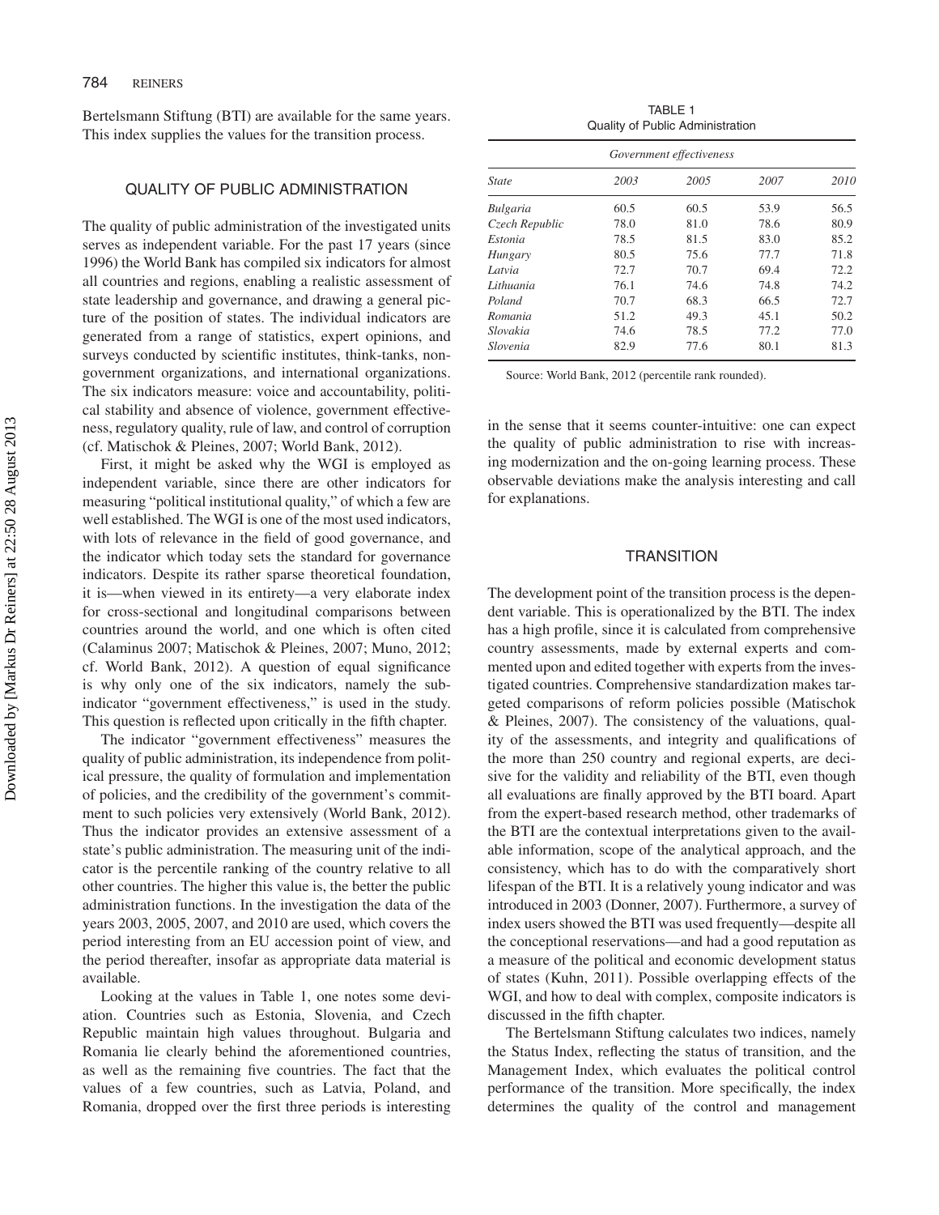Bertelsmann Stiftung (BTI) are available for the same years. This index supplies the values for the transition process.

## QUALITY OF PUBLIC ADMINISTRATION

The quality of public administration of the investigated units serves as independent variable. For the past 17 years (since 1996) the World Bank has compiled six indicators for almost all countries and regions, enabling a realistic assessment of state leadership and governance, and drawing a general picture of the position of states. The individual indicators are generated from a range of statistics, expert opinions, and surveys conducted by scientific institutes, think-tanks, non-government organizations, and international organizations. The six indicators measure: voice and accountability, political stability and absence of violence, government effectiveness, regulatory quality, rule of law, and control of corruption (cf. Matischok & Pleines, 2007; World Bank, 2012).

First, it might be asked why the WGI is employed as independent variable, since there are other indicators for measuring "political institutional quality," of which a few are well established. The WGI is one of the most used indicators, with lots of relevance in the field of good governance, and the indicator which today sets the standard for governance indicators. Despite its rather sparse theoretical foundation, it is—when viewed in its entirety—a very elaborate index for cross-sectional and longitudinal comparisons between countries around the world, and one which is often cited (Calaminus 2007; Matischok & Pleines, 2007; Muno, 2012; cf. World Bank, 2012). A question of equal significance is why only one of the six indicators, namely the sub-indicator "government effectiveness," is used in the study. This question is reflected upon critically in the fifth chapter.

The indicator "government effectiveness" measures the quality of public administration, its independence from political pressure, the quality of formulation and implementation of policies, and the credibility of the government's commitment to such policies very extensively (World Bank, 2012). Thus the indicator provides an extensive assessment of a state's public administration. The measuring unit of the indicator is the percentile ranking of the country relative to all other countries. The higher this value is, the better the public administration functions. In the investigation the data of the years 2003, 2005, 2007, and 2010 are used, which covers the period interesting from an EU accession point of view, and the period thereafter, insofar as appropriate data material is available.

Looking at the values in Table 1, one notes some deviation. Countries such as Estonia, Slovenia, and Czech Republic maintain high values throughout. Bulgaria and Romania lie clearly behind the aforementioned countries, as well as the remaining five countries. The fact that the values of a few countries, such as Latvia, Poland, and Romania, dropped over the first three periods is interesting in the sense that it seems counter-intuitive: one can expect the quality of public administration to rise with increasing modernization and the on-going learning process. These observable deviations make the analysis interesting and call for explanations.

TABLE 1
Quality of Public Administration

| | *Government effectiveness* | | | |
|---|---|---|---|---|
| *State* | *2003* | *2005* | *2007* | *2010* |
| *Bulgaria* | 60.5 | 60.5 | 53.9 | 56.5 |
| *Czech Republic* | 78.0 | 81.0 | 78.6 | 80.9 |
| *Estonia* | 78.5 | 81.5 | 83.0 | 85.2 |
| *Hungary* | 80.5 | 75.6 | 77.7 | 71.8 |
| *Latvia* | 72.7 | 70.7 | 69.4 | 72.2 |
| *Lithuania* | 76.1 | 74.6 | 74.8 | 74.2 |
| *Poland* | 70.7 | 68.3 | 66.5 | 72.7 |
| *Romania* | 51.2 | 49.3 | 45.1 | 50.2 |
| *Slovakia* | 74.6 | 78.5 | 77.2 | 77.0 |
| *Slovenia* | 82.9 | 77.6 | 80.1 | 81.3 |

Source: World Bank, 2012 (percentile rank rounded).

## TRANSITION

The development point of the transition process is the dependent variable. This is operationalized by the BTI. The index has a high profile, since it is calculated from comprehensive country assessments, made by external experts and commented upon and edited together with experts from the investigated countries. Comprehensive standardization makes targeted comparisons of reform policies possible (Matischok & Pleines, 2007). The consistency of the valuations, quality of the assessments, and integrity and qualifications of the more than 250 country and regional experts, are decisive for the validity and reliability of the BTI, even though all evaluations are finally approved by the BTI board. Apart from the expert-based research method, other trademarks of the BTI are the contextual interpretations given to the available information, scope of the analytical approach, and the consistency, which has to do with the comparatively short lifespan of the BTI. It is a relatively young indicator and was introduced in 2003 (Donner, 2007). Furthermore, a survey of index users showed the BTI was used frequently—despite all the conceptional reservations—and had a good reputation as a measure of the political and economic development status of states (Kuhn, 2011). Possible overlapping effects of the WGI, and how to deal with complex, composite indicators is discussed in the fifth chapter.

The Bertelsmann Stiftung calculates two indices, namely the Status Index, reflecting the status of transition, and the Management Index, which evaluates the political control performance of the transition. More specifically, the index determines the quality of the control and management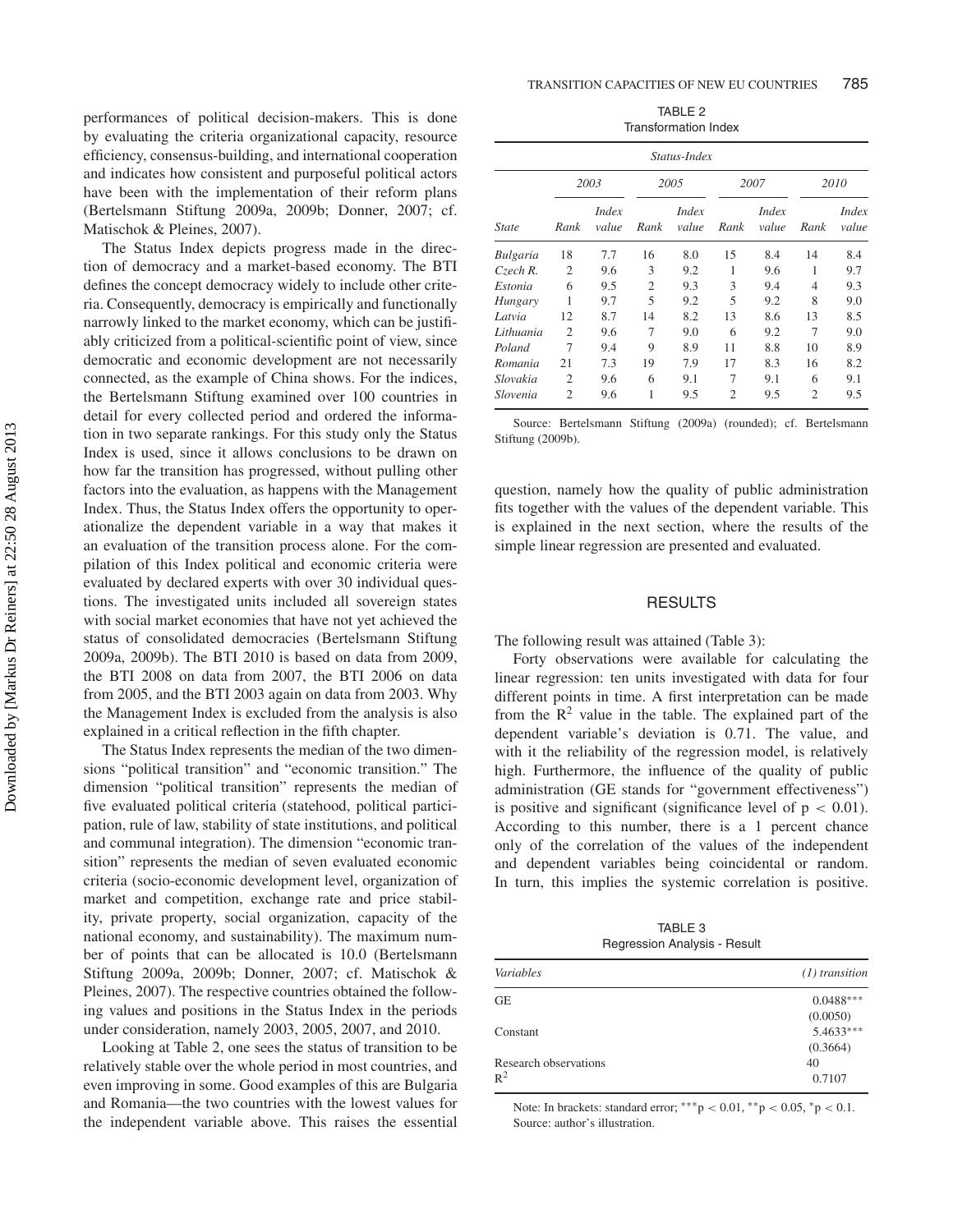performances of political decision-makers. This is done by evaluating the criteria organizational capacity, resource efficiency, consensus-building, and international cooperation and indicates how consistent and purposeful political actors have been with the implementation of their reform plans (Bertelsmann Stiftung 2009a, 2009b; Donner, 2007; cf. Matischok & Pleines, 2007).

The Status Index depicts progress made in the direction of democracy and a market-based economy. The BTI defines the concept democracy widely to include other criteria. Consequently, democracy is empirically and functionally narrowly linked to the market economy, which can be justifiably criticized from a political-scientific point of view, since democratic and economic development are not necessarily connected, as the example of China shows. For the indices, the Bertelsmann Stiftung examined over 100 countries in detail for every collected period and ordered the information in two separate rankings. For this study only the Status Index is used, since it allows conclusions to be drawn on how far the transition has progressed, without pulling other factors into the evaluation, as happens with the Management Index. Thus, the Status Index offers the opportunity to operationalize the dependent variable in a way that makes it an evaluation of the transition process alone. For the compilation of this Index political and economic criteria were evaluated by declared experts with over 30 individual questions. The investigated units included all sovereign states with social market economies that have not yet achieved the status of consolidated democracies (Bertelsmann Stiftung 2009a, 2009b). The BTI 2010 is based on data from 2009, the BTI 2008 on data from 2007, the BTI 2006 on data from 2005, and the BTI 2003 again on data from 2003. Why the Management Index is excluded from the analysis is also explained in a critical reflection in the fifth chapter.

The Status Index represents the median of the two dimensions "political transition" and "economic transition." The dimension "political transition" represents the median of five evaluated political criteria (statehood, political participation, rule of law, stability of state institutions, and political and communal integration). The dimension "economic transition" represents the median of seven evaluated economic criteria (socio-economic development level, organization of market and competition, exchange rate and price stability, private property, social organization, capacity of the national economy, and sustainability). The maximum number of points that can be allocated is 10.0 (Bertelsmann Stiftung 2009a, 2009b; Donner, 2007; cf. Matischok & Pleines, 2007). The respective countries obtained the following values and positions in the Status Index in the periods under consideration, namely 2003, 2005, 2007, and 2010.

Looking at Table 2, one sees the status of transition to be relatively stable over the whole period in most countries, and even improving in some. Good examples of this are Bulgaria and Romania—the two countries with the lowest values for the independent variable above. This raises the essential question, namely how the quality of public administration fits together with the values of the dependent variable. This is explained in the next section, where the results of the simple linear regression are presented and evaluated.

TABLE 2
Transformation Index

| | *Status-Index* | | | | | | | |
|---|---|---|---|---|---|---|---|---|
| | *2003* | | *2005* | | *2007* | | *2010* | |
| *State* | *Rank* | *Index value* | *Rank* | *Index value* | *Rank* | *Index value* | *Rank* | *Index value* |
| *Bulgaria* | 18 | 7.7 | 16 | 8.0 | 15 | 8.4 | 14 | 8.4 |
| *Czech R.* | 2 | 9.6 | 3 | 9.2 | 1 | 9.6 | 1 | 9.7 |
| *Estonia* | 6 | 9.5 | 2 | 9.3 | 3 | 9.4 | 4 | 9.3 |
| *Hungary* | 1 | 9.7 | 5 | 9.2 | 5 | 9.2 | 8 | 9.0 |
| *Latvia* | 12 | 8.7 | 14 | 8.2 | 13 | 8.6 | 13 | 8.5 |
| *Lithuania* | 2 | 9.6 | 7 | 9.0 | 6 | 9.2 | 7 | 9.0 |
| *Poland* | 7 | 9.4 | 9 | 8.9 | 11 | 8.8 | 10 | 8.9 |
| *Romania* | 21 | 7.3 | 19 | 7.9 | 17 | 8.3 | 16 | 8.2 |
| *Slovakia* | 2 | 9.6 | 6 | 9.1 | 7 | 9.1 | 6 | 9.1 |
| *Slovenia* | 2 | 9.6 | 1 | 9.5 | 2 | 9.5 | 2 | 9.5 |

Source: Bertelsmann Stiftung (2009a) (rounded); cf. Bertelsmann Stiftung (2009b).

## RESULTS

The following result was attained (Table 3):

Forty observations were available for calculating the linear regression: ten units investigated with data for four different points in time. A first interpretation can be made from the $R^2$ value in the table. The explained part of the dependent variable's deviation is 0.71. The value, and with it the reliability of the regression model, is relatively high. Furthermore, the influence of the quality of public administration (GE stands for "government effectiveness") is positive and significant (significance level of $p < 0.01$). According to this number, there is a 1 percent chance only of the correlation of the values of the independent and dependent variables being coincidental or random. In turn, this implies the systemic correlation is positive.

TABLE 3
Regression Analysis - Result

| *Variables* | *(1) transition* |
|---|---|
| GE | 0.0488*** |
| | (0.0050) |
| Constant | 5.4633*** |
| | (0.3664) |
| Research observations | 40 |
| $R^2$ | 0.7107 |

Note: In brackets: standard error; $^{***}p < 0.01$, $^{**}p < 0.05$, $^{*}p < 0.1$.
Source: author's illustration.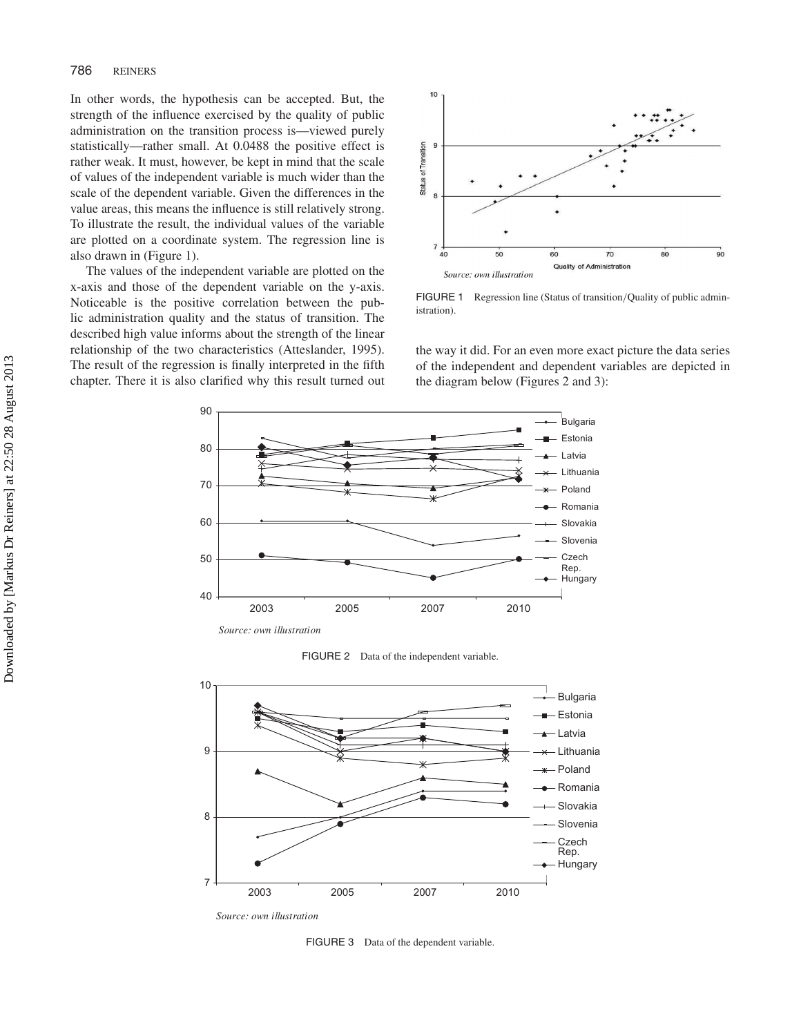In other words, the hypothesis can be accepted. But, the strength of the influence exercised by the quality of public administration on the transition process is—viewed purely statistically—rather small. At 0.0488 the positive effect is rather weak. It must, however, be kept in mind that the scale of values of the independent variable is much wider than the scale of the dependent variable. Given the differences in the value areas, this means the influence is still relatively strong. To illustrate the result, the individual values of the variable are plotted on a coordinate system. The regression line is also drawn in (Figure 1).

The values of the independent variable are plotted on the x-axis and those of the dependent variable on the y-axis. Noticeable is the positive correlation between the public administration quality and the status of transition. The described high value informs about the strength of the linear relationship of the two characteristics (Atteslander, 1995). The result of the regression is finally interpreted in the fifth chapter. There it is also clarified why this result turned out the way it did. For an even more exact picture the data series of the independent and dependent variables are depicted in the diagram below (Figures 2 and 3):

*Source: own illustration*

FIGURE 1 Regression line (Status of transition/Quality of public administration).

*Source: own illustration*

FIGURE 2 Data of the independent variable.

*Source: own illustration*

FIGURE 3 Data of the dependent variable.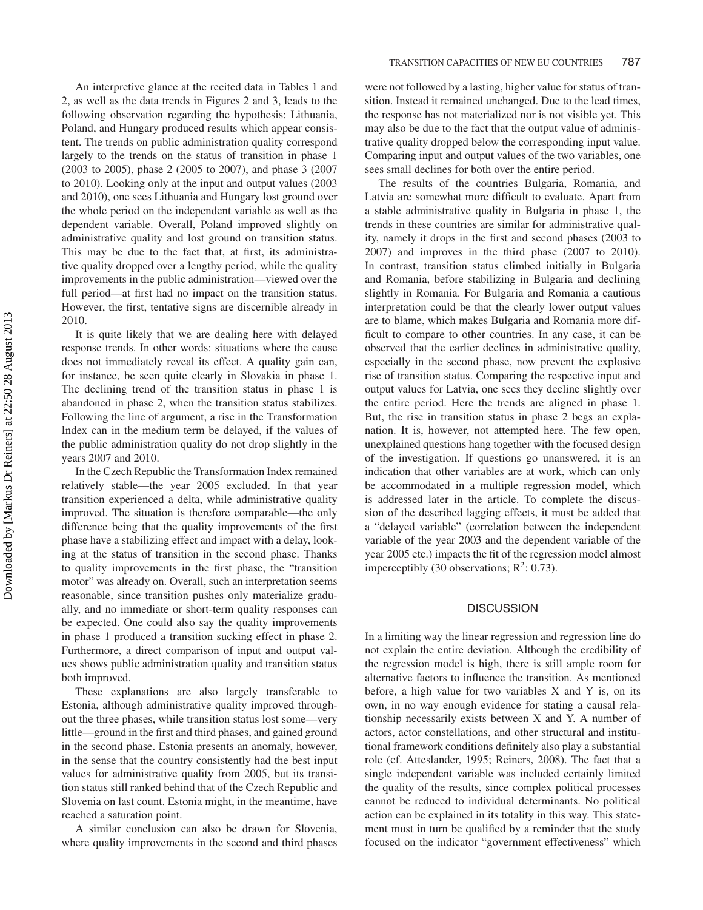An interpretive glance at the recited data in Tables 1 and 2, as well as the data trends in Figures 2 and 3, leads to the following observation regarding the hypothesis: Lithuania, Poland, and Hungary produced results which appear consistent. The trends on public administration quality correspond largely to the trends on the status of transition in phase 1 (2003 to 2005), phase 2 (2005 to 2007), and phase 3 (2007 to 2010). Looking only at the input and output values (2003 and 2010), one sees Lithuania and Hungary lost ground over the whole period on the independent variable as well as the dependent variable. Overall, Poland improved slightly on administrative quality and lost ground on transition status. This may be due to the fact that, at first, its administrative quality dropped over a lengthy period, while the quality improvements in the public administration—viewed over the full period—at first had no impact on the transition status. However, the first, tentative signs are discernible already in 2010.

It is quite likely that we are dealing here with delayed response trends. In other words: situations where the cause does not immediately reveal its effect. A quality gain can, for instance, be seen quite clearly in Slovakia in phase 1. The declining trend of the transition status in phase 1 is abandoned in phase 2, when the transition status stabilizes. Following the line of argument, a rise in the Transformation Index can in the medium term be delayed, if the values of the public administration quality do not drop slightly in the years 2007 and 2010.

In the Czech Republic the Transformation Index remained relatively stable—the year 2005 excluded. In that year transition experienced a delta, while administrative quality improved. The situation is therefore comparable—the only difference being that the quality improvements of the first phase have a stabilizing effect and impact with a delay, looking at the status of transition in the second phase. Thanks to quality improvements in the first phase, the "transition motor" was already on. Overall, such an interpretation seems reasonable, since transition pushes only materialize gradually, and no immediate or short-term quality responses can be expected. One could also say the quality improvements in phase 1 produced a transition sucking effect in phase 2. Furthermore, a direct comparison of input and output values shows public administration quality and transition status both improved.

These explanations are also largely transferable to Estonia, although administrative quality improved throughout the three phases, while transition status lost some—very little—ground in the first and third phases, and gained ground in the second phase. Estonia presents an anomaly, however, in the sense that the country consistently had the best input values for administrative quality from 2005, but its transition status still ranked behind that of the Czech Republic and Slovenia on last count. Estonia might, in the meantime, have reached a saturation point.

A similar conclusion can also be drawn for Slovenia, where quality improvements in the second and third phases were not followed by a lasting, higher value for status of transition. Instead it remained unchanged. Due to the lead times, the response has not materialized nor is not visible yet. This may also be due to the fact that the output value of administrative quality dropped below the corresponding input value. Comparing input and output values of the two variables, one sees small declines for both over the entire period.

The results of the countries Bulgaria, Romania, and Latvia are somewhat more difficult to evaluate. Apart from a stable administrative quality in Bulgaria in phase 1, the trends in these countries are similar for administrative quality, namely it drops in the first and second phases (2003 to 2007) and improves in the third phase (2007 to 2010). In contrast, transition status climbed initially in Bulgaria and Romania, before stabilizing in Bulgaria and declining slightly in Romania. For Bulgaria and Romania a cautious interpretation could be that the clearly lower output values are to blame, which makes Bulgaria and Romania more difficult to compare to other countries. In any case, it can be observed that the earlier declines in administrative quality, especially in the second phase, now prevent the explosive rise of transition status. Comparing the respective input and output values for Latvia, one sees they decline slightly over the entire period. Here the trends are aligned in phase 1. But, the rise in transition status in phase 2 begs an explanation. It is, however, not attempted here. The few open, unexplained questions hang together with the focused design of the investigation. If questions go unanswered, it is an indication that other variables are at work, which can only be accommodated in a multiple regression model, which is addressed later in the article. To complete the discussion of the described lagging effects, it must be added that a "delayed variable" (correlation between the independent variable of the year 2003 and the dependent variable of the year 2005 etc.) impacts the fit of the regression model almost imperceptibly (30 observations; $R^2$: 0.73).

## DISCUSSION

In a limiting way the linear regression and regression line do not explain the entire deviation. Although the credibility of the regression model is high, there is still ample room for alternative factors to influence the transition. As mentioned before, a high value for two variables X and Y is, on its own, in no way enough evidence for stating a causal relationship necessarily exists between X and Y. A number of actors, actor constellations, and other structural and institutional framework conditions definitely also play a substantial role (cf. Atteslander, 1995; Reiners, 2008). The fact that a single independent variable was included certainly limited the quality of the results, since complex political processes cannot be reduced to individual determinants. No political action can be explained in its totality in this way. This statement must in turn be qualified by a reminder that the study focused on the indicator "government effectiveness" which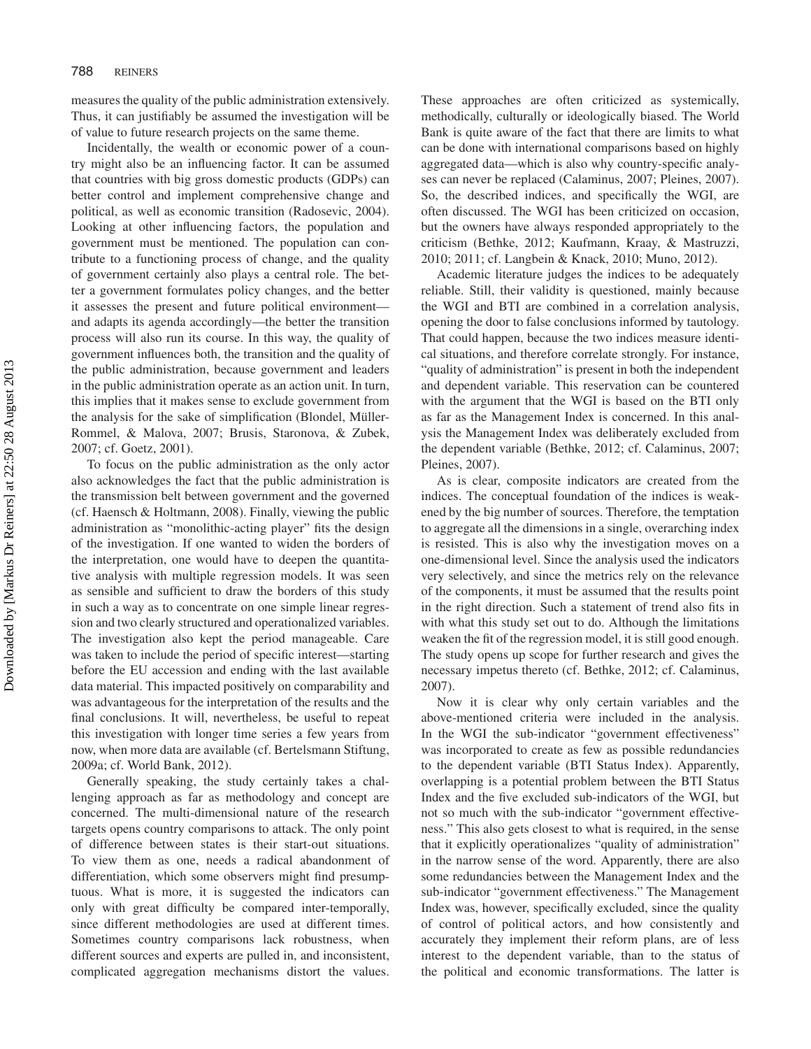measures the quality of the public administration extensively. Thus, it can justifiably be assumed the investigation will be of value to future research projects on the same theme.

Incidentally, the wealth or economic power of a country might also be an influencing factor. It can be assumed that countries with big gross domestic products (GDPs) can better control and implement comprehensive change and political, as well as economic transition (Radosevic, 2004). Looking at other influencing factors, the population and government must be mentioned. The population can contribute to a functioning process of change, and the quality of government certainly also plays a central role. The better a government formulates policy changes, and the better it assesses the present and future political environment—and adapts its agenda accordingly—the better the transition process will also run its course. In this way, the quality of government influences both, the transition and the quality of the public administration, because government and leaders in the public administration operate as an action unit. In turn, this implies that it makes sense to exclude government from the analysis for the sake of simplification (Blondel, Müller-Rommel, & Malova, 2007; Brusis, Staronova, & Zubek, 2007; cf. Goetz, 2001).

To focus on the public administration as the only actor also acknowledges the fact that the public administration is the transmission belt between government and the governed (cf. Haensch & Holtmann, 2008). Finally, viewing the public administration as "monolithic-acting player" fits the design of the investigation. If one wanted to widen the borders of the interpretation, one would have to deepen the quantitative analysis with multiple regression models. It was seen as sensible and sufficient to draw the borders of this study in such a way as to concentrate on one simple linear regression and two clearly structured and operationalized variables. The investigation also kept the period manageable. Care was taken to include the period of specific interest—starting before the EU accession and ending with the last available data material. This impacted positively on comparability and was advantageous for the interpretation of the results and the final conclusions. It will, nevertheless, be useful to repeat this investigation with longer time series a few years from now, when more data are available (cf. Bertelsmann Stiftung, 2009a; cf. World Bank, 2012).

Generally speaking, the study certainly takes a challenging approach as far as methodology and concept are concerned. The multi-dimensional nature of the research targets opens country comparisons to attack. The only point of difference between states is their start-out situations. To view them as one, needs a radical abandonment of differentiation, which some observers might find presumptuous. What is more, it is suggested the indicators can only with great difficulty be compared inter-temporally, since different methodologies are used at different times. Sometimes country comparisons lack robustness, when different sources and experts are pulled in, and inconsistent, complicated aggregation mechanisms distort the values. These approaches are often criticized as systemically, methodically, culturally or ideologically biased. The World Bank is quite aware of the fact that there are limits to what can be done with international comparisons based on highly aggregated data—which is also why country-specific analyses can never be replaced (Calaminus, 2007; Pleines, 2007). So, the described indices, and specifically the WGI, are often discussed. The WGI has been criticized on occasion, but the owners have always responded appropriately to the criticism (Bethke, 2012; Kaufmann, Kraay, & Mastruzzi, 2010; 2011; cf. Langbein & Knack, 2010; Muno, 2012).

Academic literature judges the indices to be adequately reliable. Still, their validity is questioned, mainly because the WGI and BTI are combined in a correlation analysis, opening the door to false conclusions informed by tautology. That could happen, because the two indices measure identical situations, and therefore correlate strongly. For instance, "quality of administration" is present in both the independent and dependent variable. This reservation can be countered with the argument that the WGI is based on the BTI only as far as the Management Index is concerned. In this analysis the Management Index was deliberately excluded from the dependent variable (Bethke, 2012; cf. Calaminus, 2007; Pleines, 2007).

As is clear, composite indicators are created from the indices. The conceptual foundation of the indices is weakened by the big number of sources. Therefore, the temptation to aggregate all the dimensions in a single, overarching index is resisted. This is also why the investigation moves on a one-dimensional level. Since the analysis used the indicators very selectively, and since the metrics rely on the relevance of the components, it must be assumed that the results point in the right direction. Such a statement of trend also fits in with what this study set out to do. Although the limitations weaken the fit of the regression model, it is still good enough. The study opens up scope for further research and gives the necessary impetus thereto (cf. Bethke, 2012; cf. Calaminus, 2007).

Now it is clear why only certain variables and the above-mentioned criteria were included in the analysis. In the WGI the sub-indicator "government effectiveness" was incorporated to create as few as possible redundancies to the dependent variable (BTI Status Index). Apparently, overlapping is a potential problem between the BTI Status Index and the five excluded sub-indicators of the WGI, but not so much with the sub-indicator "government effectiveness." This also gets closest to what is required, in the sense that it explicitly operationalizes "quality of administration" in the narrow sense of the word. Apparently, there are also some redundancies between the Management Index and the sub-indicator "government effectiveness." The Management Index was, however, specifically excluded, since the quality of control of political actors, and how consistently and accurately they implement their reform plans, are of less interest to the dependent variable, than to the status of the political and economic transformations. The latter is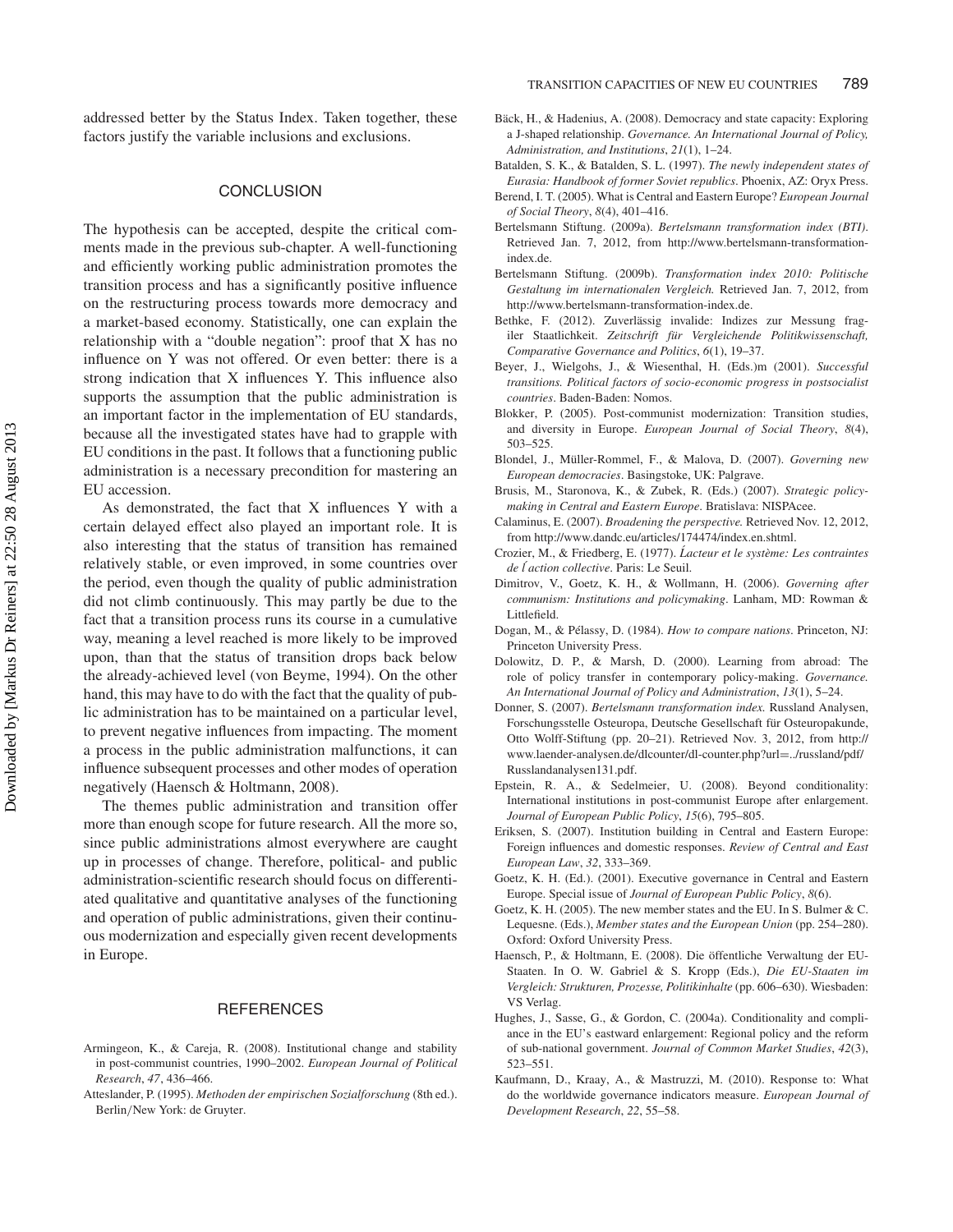addressed better by the Status Index. Taken together, these factors justify the variable inclusions and exclusions.

## CONCLUSION

The hypothesis can be accepted, despite the critical comments made in the previous sub-chapter. A well-functioning and efficiently working public administration promotes the transition process and has a significantly positive influence on the restructuring process towards more democracy and a market-based economy. Statistically, one can explain the relationship with a "double negation": proof that X has no influence on Y was not offered. Or even better: there is a strong indication that X influences Y. This influence also supports the assumption that the public administration is an important factor in the implementation of EU standards, because all the investigated states have had to grapple with EU conditions in the past. It follows that a functioning public administration is a necessary precondition for mastering an EU accession.

As demonstrated, the fact that X influences Y with a certain delayed effect also played an important role. It is also interesting that the status of transition has remained relatively stable, or even improved, in some countries over the period, even though the quality of public administration did not climb continuously. This may partly be due to the fact that a transition process runs its course in a cumulative way, meaning a level reached is more likely to be improved upon, than that the status of transition drops back below the already-achieved level (von Beyme, 1994). On the other hand, this may have to do with the fact that the quality of public administration has to be maintained on a particular level, to prevent negative influences from impacting. The moment a process in the public administration malfunctions, it can influence subsequent processes and other modes of operation negatively (Haensch & Holtmann, 2008).

The themes public administration and transition offer more than enough scope for future research. All the more so, since public administrations almost everywhere are caught up in processes of change. Therefore, political- and public administration-scientific research should focus on differentiated qualitative and quantitative analyses of the functioning and operation of public administrations, given their continuous modernization and especially given recent developments in Europe.

## REFERENCES

Armingeon, K., & Careja, R. (2008). Institutional change and stability in post-communist countries, 1990–2002. *European Journal of Political Research*, *47*, 436–466.

Atteslander, P. (1995). *Methoden der empirischen Sozialforschung* (8th ed.). Berlin/New York: de Gruyter.

Bäck, H., & Hadenius, A. (2008). Democracy and state capacity: Exploring a J-shaped relationship. *Governance. An International Journal of Policy, Administration, and Institutions*, *21*(1), 1–24.

Batalden, S. K., & Batalden, S. L. (1997). *The newly independent states of Eurasia: Handbook of former Soviet republics*. Phoenix, AZ: Oryx Press.

Berend, I. T. (2005). What is Central and Eastern Europe? *European Journal of Social Theory*, *8*(4), 401–416.

Bertelsmann Stiftung. (2009a). *Bertelsmann transformation index (BTI)*. Retrieved Jan. 7, 2012, from http://www.bertelsmann-transformation-index.de.

Bertelsmann Stiftung. (2009b). *Transformation index 2010: Politische Gestaltung im internationalen Vergleich.* Retrieved Jan. 7, 2012, from http://www.bertelsmann-transformation-index.de.

Bethke, F. (2012). Zuverlässig invalide: Indizes zur Messung fragiler Staatlichkeit. *Zeitschrift für Vergleichende Politikwissenschaft, Comparative Governance and Politics*, *6*(1), 19–37.

Beyer, J., Wielgohs, J., & Wiesenthal, H. (Eds.)m (2001). *Successful transitions. Political factors of socio-economic progress in postsocialist countries*. Baden-Baden: Nomos.

Blokker, P. (2005). Post-communist modernization: Transition studies, and diversity in Europe. *European Journal of Social Theory*, *8*(4), 503–525.

Blondel, J., Müller-Rommel, F., & Malova, D. (2007). *Governing new European democracies*. Basingstoke, UK: Palgrave.

Brusis, M., Staronova, K., & Zubek, R. (Eds.) (2007). *Strategic policy-making in Central and Eastern Europe*. Bratislava: NISPAcee.

Calaminus, E. (2007). *Broadening the perspective.* Retrieved Nov. 12, 2012, from http://www.dandc.eu/articles/174474/index.en.shtml.

Crozier, M., & Friedberg, E. (1977). *Ĺacteur et le système: Les contraintes de ĺ action collective*. Paris: Le Seuil.

Dimitrov, V., Goetz, K. H., & Wollmann, H. (2006). *Governing after communism: Institutions and policymaking*. Lanham, MD: Rowman & Littlefield.

Dogan, M., & Pélassy, D. (1984). *How to compare nations*. Princeton, NJ: Princeton University Press.

Dolowitz, D. P., & Marsh, D. (2000). Learning from abroad: The role of policy transfer in contemporary policy-making. *Governance. An International Journal of Policy and Administration*, *13*(1), 5–24.

Donner, S. (2007). *Bertelsmann transformation index.* Russland Analysen, Forschungsstelle Osteuropa, Deutsche Gesellschaft für Osteuropakunde, Otto Wolff-Stiftung (pp. 20–21). Retrieved Nov. 3, 2012, from http://www.laender-analysen.de/dlcounter/dl-counter.php?url=../russland/pdf/Russlandanalysen131.pdf.

Epstein, R. A., & Sedelmeier, U. (2008). Beyond conditionality: International institutions in post-communist Europe after enlargement. *Journal of European Public Policy*, *15*(6), 795–805.

Eriksen, S. (2007). Institution building in Central and Eastern Europe: Foreign influences and domestic responses. *Review of Central and East European Law*, *32*, 333–369.

Goetz, K. H. (Ed.). (2001). Executive governance in Central and Eastern Europe. Special issue of *Journal of European Public Policy*, *8*(6).

Goetz, K. H. (2005). The new member states and the EU. In S. Bulmer & C. Lequesne. (Eds.), *Member states and the European Union* (pp. 254–280). Oxford: Oxford University Press.

Haensch, P., & Holtmann, E. (2008). Die öffentliche Verwaltung der EU-Staaten. In O. W. Gabriel & S. Kropp (Eds.), *Die EU-Staaten im Vergleich: Strukturen, Prozesse, Politikinhalte* (pp. 606–630). Wiesbaden: VS Verlag.

Hughes, J., Sasse, G., & Gordon, C. (2004a). Conditionality and compliance in the EU's eastward enlargement: Regional policy and the reform of sub-national government. *Journal of Common Market Studies*, *42*(3), 523–551.

Kaufmann, D., Kraay, A., & Mastruzzi, M. (2010). Response to: What do the worldwide governance indicators measure. *European Journal of Development Research*, *22*, 55–58.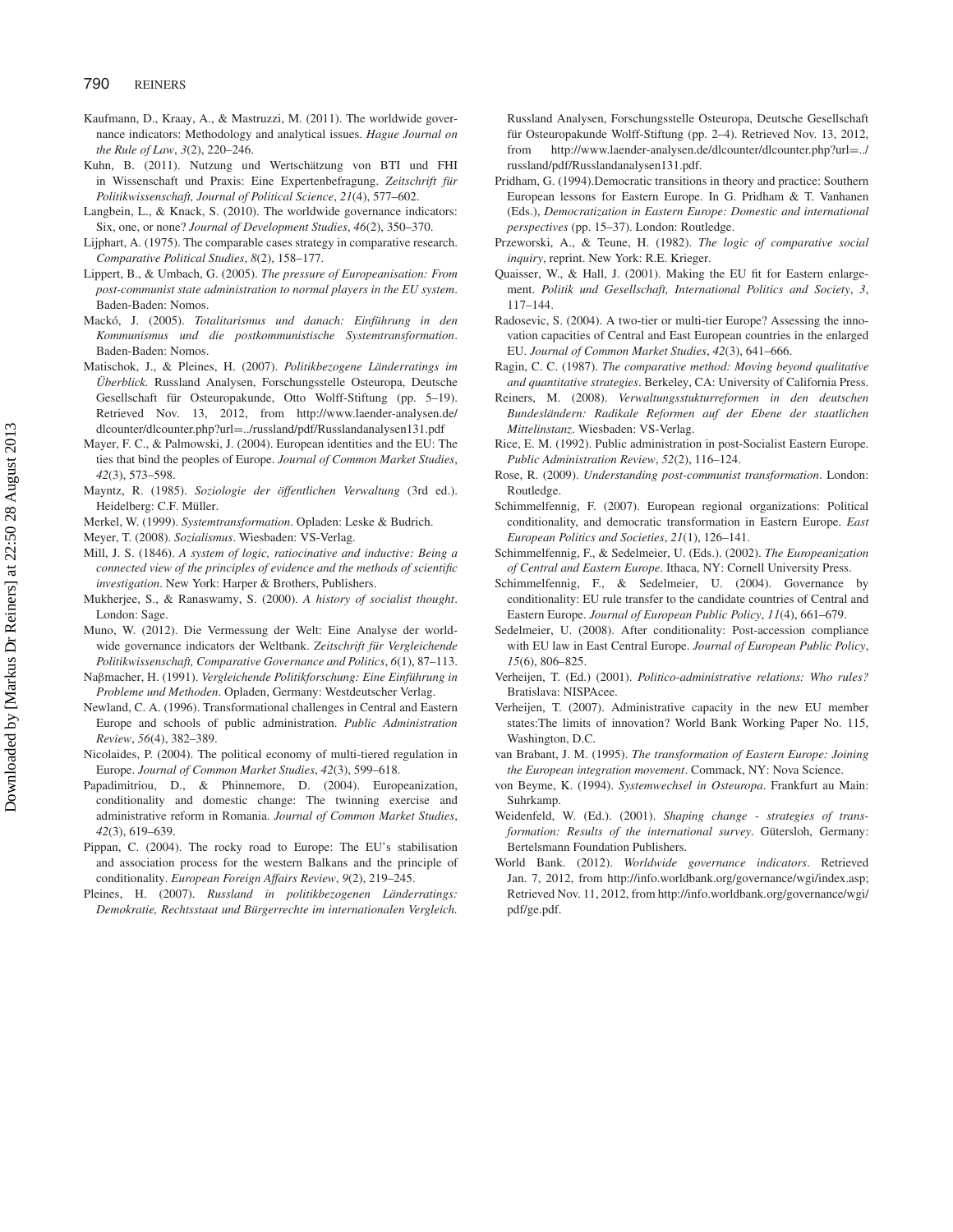Kaufmann, D., Kraay, A., & Mastruzzi, M. (2011). The worldwide governance indicators: Methodology and analytical issues. *Hague Journal on the Rule of Law*, *3*(2), 220–246.

Kuhn, B. (2011). Nutzung und Wertschätzung von BTI und FHI in Wissenschaft und Praxis: Eine Expertenbefragung. *Zeitschrift für Politikwissenschaft, Journal of Political Science*, *21*(4), 577–602.

Langbein, L., & Knack, S. (2010). The worldwide governance indicators: Six, one, or none? *Journal of Development Studies*, *46*(2), 350–370.

Lijphart, A. (1975). The comparable cases strategy in comparative research. *Comparative Political Studies*, *8*(2), 158–177.

Lippert, B., & Umbach, G. (2005). *The pressure of Europeanisation: From post-communist state administration to normal players in the EU system*. Baden-Baden: Nomos.

Mackó, J. (2005). *Totalitarismus und danach: Einführung in den Kommunismus und die postkommunistische Systemtransformation*. Baden-Baden: Nomos.

Matischok, J., & Pleines, H. (2007). *Politikbezogene Länderratings im Überblick.* Russland Analysen, Forschungsstelle Osteuropa, Deutsche Gesellschaft für Osteuropakunde, Otto Wolff-Stiftung (pp. 5–19). Retrieved Nov. 13, 2012, from http://www.laender-analysen.de/dlcounter/dlcounter.php?url=../russland/pdf/Russlandanalysen131.pdf

Mayer, F. C., & Palmowski, J. (2004). European identities and the EU: The ties that bind the peoples of Europe. *Journal of Common Market Studies*, *42*(3), 573–598.

Mayntz, R. (1985). *Soziologie der öffentlichen Verwaltung* (3rd ed.). Heidelberg: C.F. Müller.

Merkel, W. (1999). *Systemtransformation*. Opladen: Leske & Budrich.

Meyer, T. (2008). *Sozialismus*. Wiesbaden: VS-Verlag.

Mill, J. S. (1846). *A system of logic, ratiocinative and inductive: Being a connected view of the principles of evidence and the methods of scientific investigation*. New York: Harper & Brothers, Publishers.

Mukherjee, S., & Ranaswamy, S. (2000). *A history of socialist thought*. London: Sage.

Muno, W. (2012). Die Vermessung der Welt: Eine Analyse der worldwide governance indicators der Weltbank. *Zeitschrift für Vergleichende Politikwissenschaft, Comparative Governance and Politics*, *6*(1), 87–113.

Naβmacher, H. (1991). *Vergleichende Politikforschung: Eine Einführung in Probleme und Methoden*. Opladen, Germany: Westdeutscher Verlag.

Newland, C. A. (1996). Transformational challenges in Central and Eastern Europe and schools of public administration. *Public Administration Review*, *56*(4), 382–389.

Nicolaides, P. (2004). The political economy of multi-tiered regulation in Europe. *Journal of Common Market Studies*, *42*(3), 599–618.

Papadimitriou, D., & Phinnemore, D. (2004). Europeanization, conditionality and domestic change: The twinning exercise and administrative reform in Romania. *Journal of Common Market Studies*, *42*(3), 619–639.

Pippan, C. (2004). The rocky road to Europe: The EU's stabilisation and association process for the western Balkans and the principle of conditionality. *European Foreign Affairs Review*, *9*(2), 219–245.

Pleines, H. (2007). *Russland in politikbezogenen Länderratings: Demokratie, Rechtsstaat und Bürgerrechte im internationalen Vergleich.* Russland Analysen, Forschungsstelle Osteuropa, Deutsche Gesellschaft für Osteuropakunde Wolff-Stiftung (pp. 2–4). Retrieved Nov. 13, 2012, from http://www.laender-analysen.de/dlcounter/dlcounter.php?url=../russland/pdf/Russlandanalysen131.pdf.

Pridham, G. (1994).Democratic transitions in theory and practice: Southern European lessons for Eastern Europe. In G. Pridham & T. Vanhanen (Eds.), *Democratization in Eastern Europe: Domestic and international perspectives* (pp. 15–37). London: Routledge.

Przeworski, A., & Teune, H. (1982). *The logic of comparative social inquiry*, reprint. New York: R.E. Krieger.

Quaisser, W., & Hall, J. (2001). Making the EU fit for Eastern enlargement. *Politik und Gesellschaft, International Politics and Society*, *3*, 117–144.

Radosevic, S. (2004). A two-tier or multi-tier Europe? Assessing the innovation capacities of Central and East European countries in the enlarged EU. *Journal of Common Market Studies*, *42*(3), 641–666.

Ragin, C. C. (1987). *The comparative method: Moving beyond qualitative and quantitative strategies*. Berkeley, CA: University of California Press.

Reiners, M. (2008). *Verwaltungsstukturreformen in den deutschen Bundesländern: Radikale Reformen auf der Ebene der staatlichen Mittelinstanz*. Wiesbaden: VS-Verlag.

Rice, E. M. (1992). Public administration in post-Socialist Eastern Europe. *Public Administration Review*, *52*(2), 116–124.

Rose, R. (2009). *Understanding post-communist transformation*. London: Routledge.

Schimmelfennig, F. (2007). European regional organizations: Political conditionality, and democratic transformation in Eastern Europe. *East European Politics and Societies*, *21*(1), 126–141.

Schimmelfennig, F., & Sedelmeier, U. (Eds.). (2002). *The Europeanization of Central and Eastern Europe*. Ithaca, NY: Cornell University Press.

Schimmelfennig, F., & Sedelmeier, U. (2004). Governance by conditionality: EU rule transfer to the candidate countries of Central and Eastern Europe. *Journal of European Public Policy*, *11*(4), 661–679.

Sedelmeier, U. (2008). After conditionality: Post-accession compliance with EU law in East Central Europe. *Journal of European Public Policy*, *15*(6), 806–825.

Verheijen, T. (Ed.) (2001). *Politico-administrative relations: Who rules?* Bratislava: NISPAcee.

Verheijen, T. (2007). Administrative capacity in the new EU member states:The limits of innovation? World Bank Working Paper No. 115, Washington, D.C.

van Brabant, J. M. (1995). *The transformation of Eastern Europe: Joining the European integration movement*. Commack, NY: Nova Science.

von Beyme, K. (1994). *Systemwechsel in Osteuropa*. Frankfurt au Main: Suhrkamp.

Weidenfeld, W. (Ed.). (2001). *Shaping change - strategies of transformation: Results of the international survey*. Gütersloh, Germany: Bertelsmann Foundation Publishers.

World Bank. (2012). *Worldwide governance indicators*. Retrieved Jan. 7, 2012, from http://info.worldbank.org/governance/wgi/index.asp; Retrieved Nov. 11, 2012, from http://info.worldbank.org/governance/wgi/pdf/ge.pdf.